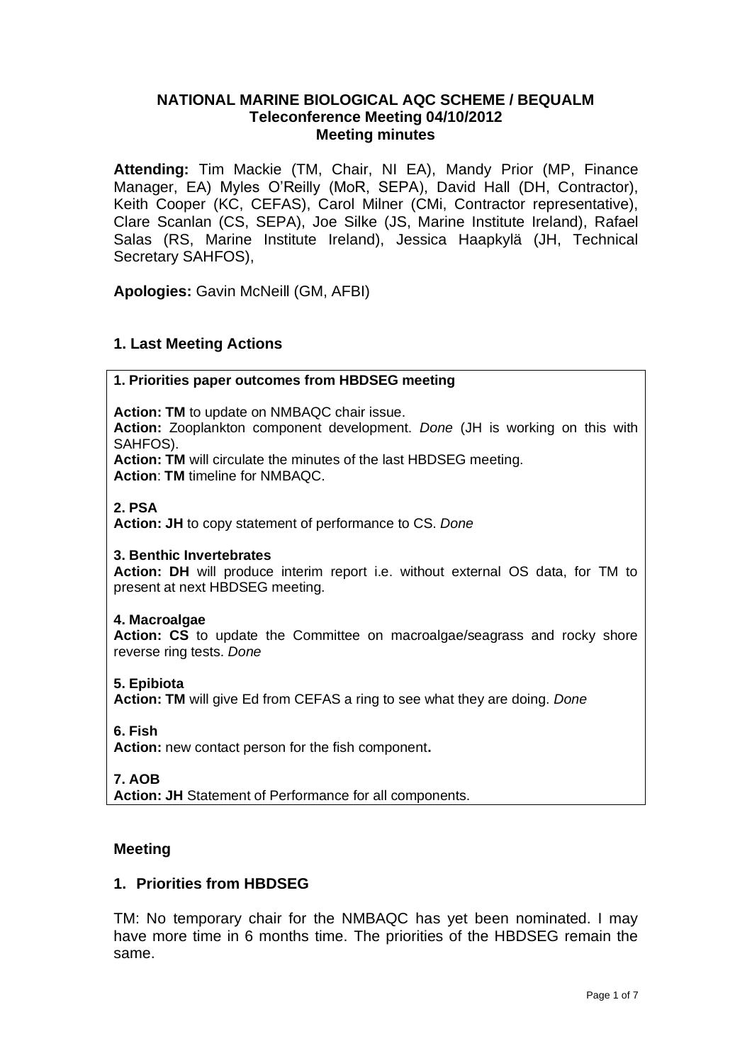**NATIONAL MARINE BIOLOGICAL AQC SCHEME / BEQUALM**
**Teleconference Meeting 04/10/2012**
**Meeting minutes**

**Attending:** Tim Mackie (TM, Chair, NI EA), Mandy Prior (MP, Finance Manager, EA) Myles O'Reilly (MoR, SEPA), David Hall (DH, Contractor), Keith Cooper (KC, CEFAS), Carol Milner (CMi, Contractor representative), Clare Scanlan (CS, SEPA), Joe Silke (JS, Marine Institute Ireland), Rafael Salas (RS, Marine Institute Ireland), Jessica Haapkylä (JH, Technical Secretary SAHFOS),

**Apologies:** Gavin McNeill (GM, AFBI)

## 1. Last Meeting Actions

**1. Priorities paper outcomes from HBDSEG meeting**

**Action: TM** to update on NMBAQC chair issue.
**Action:** Zooplankton component development. *Done* (JH is working on this with SAHFOS).
**Action: TM** will circulate the minutes of the last HBDSEG meeting.
**Action**: **TM** timeline for NMBAQC.

**2. PSA**
**Action: JH** to copy statement of performance to CS. *Done*

**3. Benthic Invertebrates**
**Action: DH** will produce interim report i.e. without external OS data, for TM to present at next HBDSEG meeting.

**4. Macroalgae**
**Action: CS** to update the Committee on macroalgae/seagrass and rocky shore reverse ring tests. *Done*

**5. Epibiota**
**Action: TM** will give Ed from CEFAS a ring to see what they are doing. *Done*

**6. Fish**
**Action:** new contact person for the fish component**.**

**7. AOB**
**Action: JH** Statement of Performance for all components.

## Meeting

### 1. Priorities from HBDSEG

TM: No temporary chair for the NMBAQC has yet been nominated. I may have more time in 6 months time. The priorities of the HBDSEG remain the same.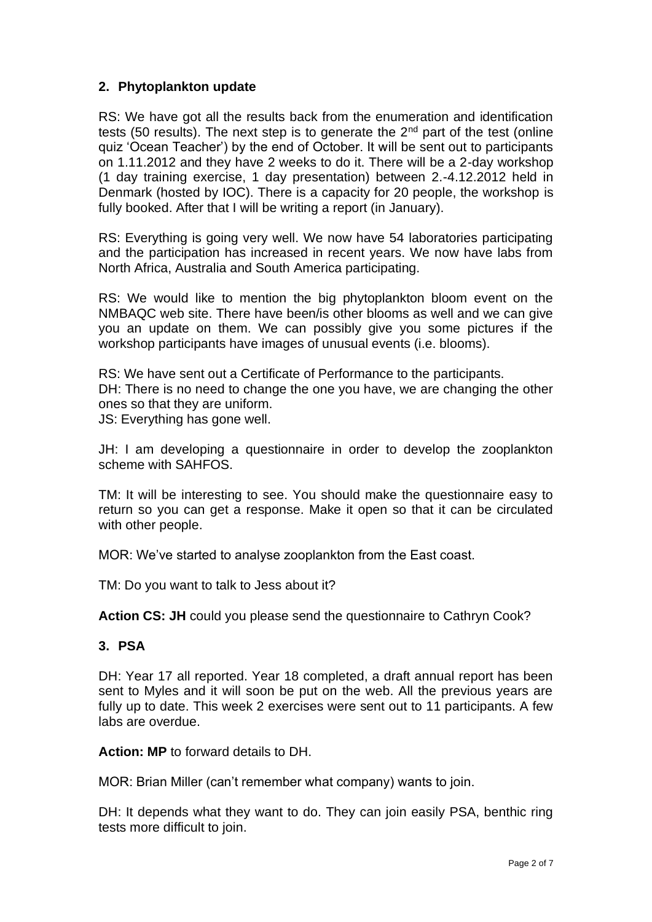## 2. Phytoplankton update

RS: We have got all the results back from the enumeration and identification tests (50 results). The next step is to generate the 2nd part of the test (online quiz 'Ocean Teacher') by the end of October. It will be sent out to participants on 1.11.2012 and they have 2 weeks to do it. There will be a 2-day workshop (1 day training exercise, 1 day presentation) between 2.-4.12.2012 held in Denmark (hosted by IOC). There is a capacity for 20 people, the workshop is fully booked. After that I will be writing a report (in January).

RS: Everything is going very well. We now have 54 laboratories participating and the participation has increased in recent years. We now have labs from North Africa, Australia and South America participating.

RS: We would like to mention the big phytoplankton bloom event on the NMBAQC web site. There have been/is other blooms as well and we can give you an update on them. We can possibly give you some pictures if the workshop participants have images of unusual events (i.e. blooms).

RS: We have sent out a Certificate of Performance to the participants.
DH: There is no need to change the one you have, we are changing the other ones so that they are uniform.
JS: Everything has gone well.

JH: I am developing a questionnaire in order to develop the zooplankton scheme with SAHFOS.

TM: It will be interesting to see. You should make the questionnaire easy to return so you can get a response. Make it open so that it can be circulated with other people.

MOR: We've started to analyse zooplankton from the East coast.

TM: Do you want to talk to Jess about it?

**Action CS: JH** could you please send the questionnaire to Cathryn Cook?

## 3. PSA

DH: Year 17 all reported. Year 18 completed, a draft annual report has been sent to Myles and it will soon be put on the web. All the previous years are fully up to date. This week 2 exercises were sent out to 11 participants. A few labs are overdue.

**Action: MP** to forward details to DH.

MOR: Brian Miller (can't remember what company) wants to join.

DH: It depends what they want to do. They can join easily PSA, benthic ring tests more difficult to join.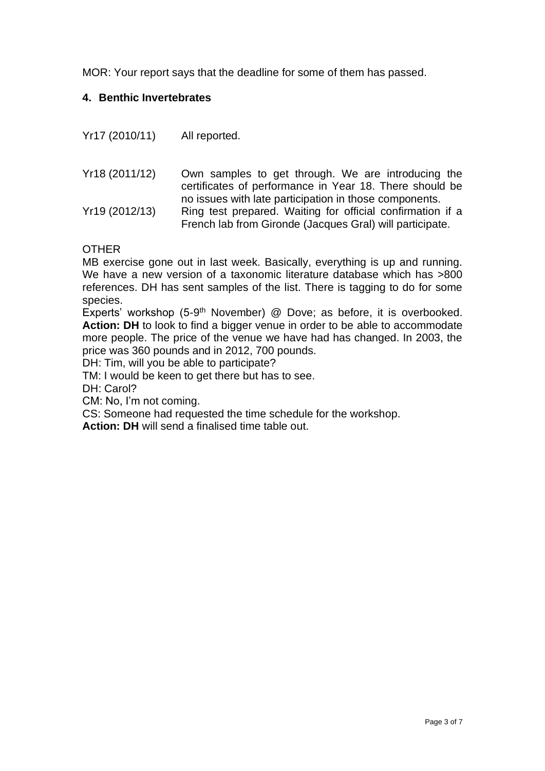MOR: Your report says that the deadline for some of them has passed.

## 4. Benthic Invertebrates

Yr17 (2010/11) All reported.

Yr18 (2011/12) Own samples to get through. We are introducing the certificates of performance in Year 18. There should be no issues with late participation in those components.

Yr19 (2012/13) Ring test prepared. Waiting for official confirmation if a French lab from Gironde (Jacques Gral) will participate.

OTHER

MB exercise gone out in last week. Basically, everything is up and running. We have a new version of a taxonomic literature database which has >800 references. DH has sent samples of the list. There is tagging to do for some species.

Experts' workshop (5-9th November) @ Dove; as before, it is overbooked. **Action: DH** to look to find a bigger venue in order to be able to accommodate more people. The price of the venue we have had has changed. In 2003, the price was 360 pounds and in 2012, 700 pounds.

DH: Tim, will you be able to participate?

TM: I would be keen to get there but has to see.

DH: Carol?

CM: No, I'm not coming.

CS: Someone had requested the time schedule for the workshop.

**Action: DH** will send a finalised time table out.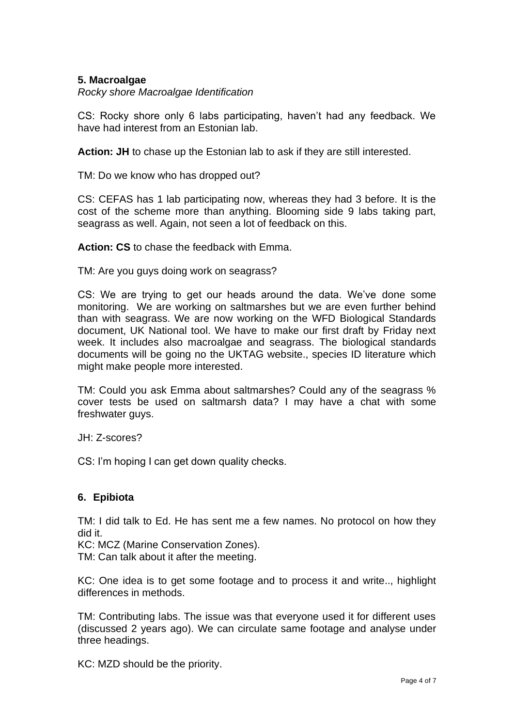**5. Macroalgae**

*Rocky shore Macroalgae Identification*

CS: Rocky shore only 6 labs participating, haven't had any feedback. We have had interest from an Estonian lab.

**Action: JH** to chase up the Estonian lab to ask if they are still interested.

TM: Do we know who has dropped out?

CS: CEFAS has 1 lab participating now, whereas they had 3 before. It is the cost of the scheme more than anything. Blooming side 9 labs taking part, seagrass as well. Again, not seen a lot of feedback on this.

**Action: CS** to chase the feedback with Emma.

TM: Are you guys doing work on seagrass?

CS: We are trying to get our heads around the data. We've done some monitoring. We are working on saltmarshes but we are even further behind than with seagrass. We are now working on the WFD Biological Standards document, UK National tool. We have to make our first draft by Friday next week. It includes also macroalgae and seagrass. The biological standards documents will be going no the UKTAG website., species ID literature which might make people more interested.

TM: Could you ask Emma about saltmarshes? Could any of the seagrass % cover tests be used on saltmarsh data? I may have a chat with some freshwater guys.

JH: Z-scores?

CS: I'm hoping I can get down quality checks.

**6. Epibiota**

TM: I did talk to Ed. He has sent me a few names. No protocol on how they did it.
KC: MCZ (Marine Conservation Zones).
TM: Can talk about it after the meeting.

KC: One idea is to get some footage and to process it and write.., highlight differences in methods.

TM: Contributing labs. The issue was that everyone used it for different uses (discussed 2 years ago). We can circulate same footage and analyse under three headings.

KC: MZD should be the priority.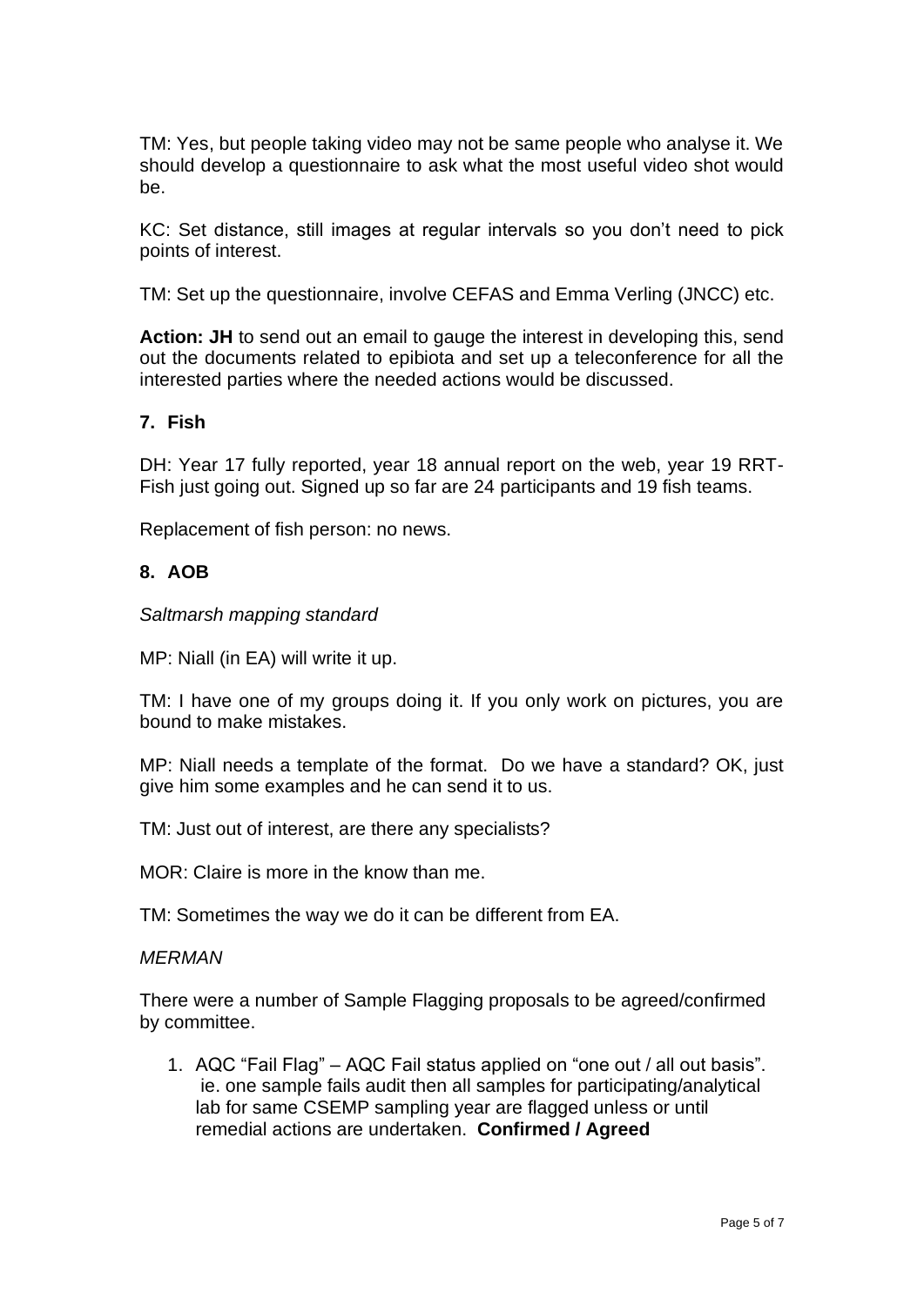TM: Yes, but people taking video may not be same people who analyse it. We should develop a questionnaire to ask what the most useful video shot would be.

KC: Set distance, still images at regular intervals so you don't need to pick points of interest.

TM: Set up the questionnaire, involve CEFAS and Emma Verling (JNCC) etc.

**Action: JH** to send out an email to gauge the interest in developing this, send out the documents related to epibiota and set up a teleconference for all the interested parties where the needed actions would be discussed.

## 7. Fish

DH: Year 17 fully reported, year 18 annual report on the web, year 19 RRT-Fish just going out. Signed up so far are 24 participants and 19 fish teams.

Replacement of fish person: no news.

## 8. AOB

*Saltmarsh mapping standard*

MP: Niall (in EA) will write it up.

TM: I have one of my groups doing it. If you only work on pictures, you are bound to make mistakes.

MP: Niall needs a template of the format. Do we have a standard? OK, just give him some examples and he can send it to us.

TM: Just out of interest, are there any specialists?

MOR: Claire is more in the know than me.

TM: Sometimes the way we do it can be different from EA.

*MERMAN*

There were a number of Sample Flagging proposals to be agreed/confirmed by committee.

1. AQC "Fail Flag" – AQC Fail status applied on "one out / all out basis". ie. one sample fails audit then all samples for participating/analytical lab for same CSEMP sampling year are flagged unless or until remedial actions are undertaken. **Confirmed / Agreed**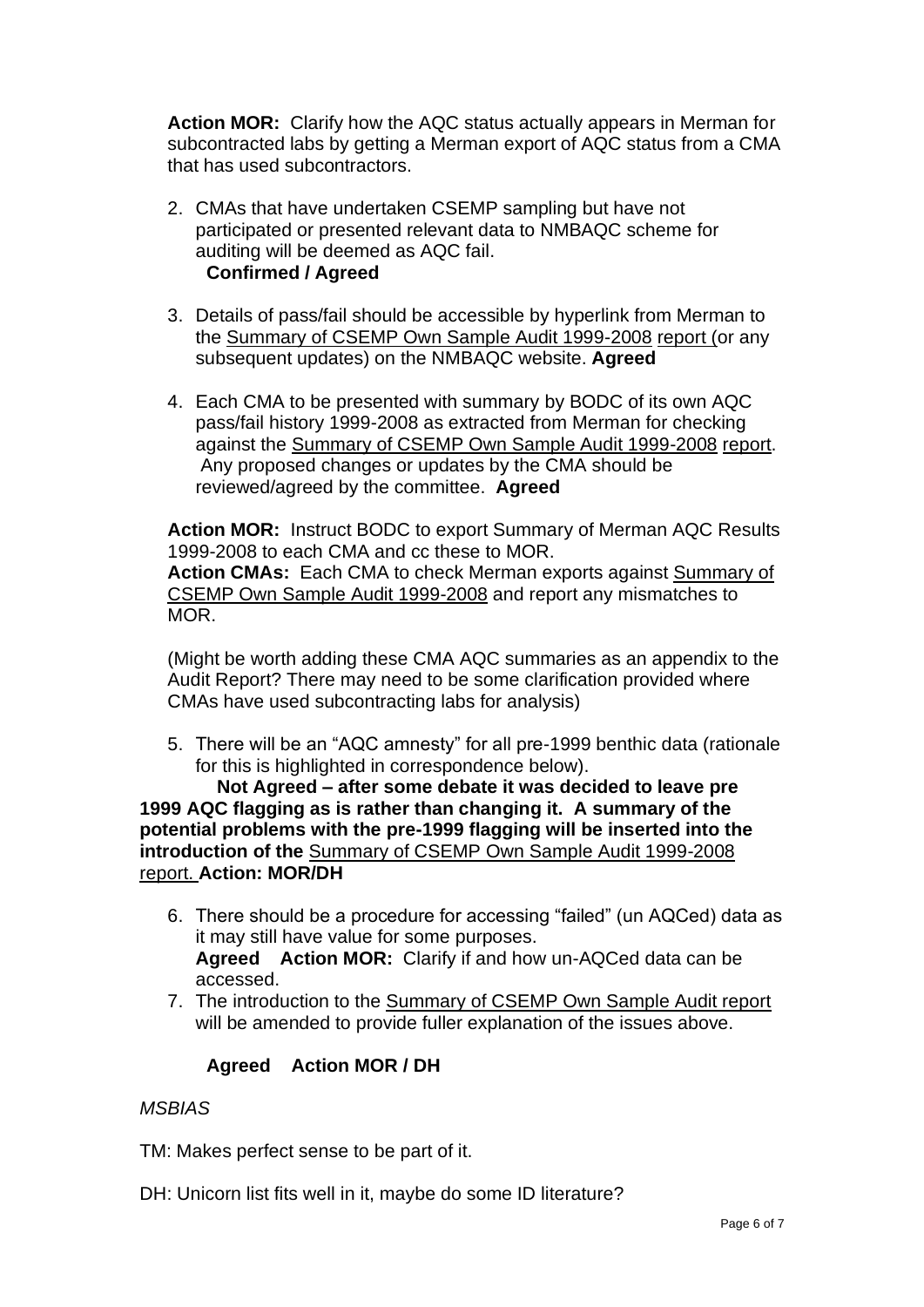**Action MOR:** Clarify how the AQC status actually appears in Merman for subcontracted labs by getting a Merman export of AQC status from a CMA that has used subcontractors.

2. CMAs that have undertaken CSEMP sampling but have not participated or presented relevant data to NMBAQC scheme for auditing will be deemed as AQC fail.
   **Confirmed / Agreed**

3. Details of pass/fail should be accessible by hyperlink from Merman to the Summary of CSEMP Own Sample Audit 1999-2008 report (or any subsequent updates) on the NMBAQC website. **Agreed**

4. Each CMA to be presented with summary by BODC of its own AQC pass/fail history 1999-2008 as extracted from Merman for checking against the Summary of CSEMP Own Sample Audit 1999-2008 report. Any proposed changes or updates by the CMA should be reviewed/agreed by the committee. **Agreed**

**Action MOR:** Instruct BODC to export Summary of Merman AQC Results 1999-2008 to each CMA and cc these to MOR.
**Action CMAs:** Each CMA to check Merman exports against Summary of CSEMP Own Sample Audit 1999-2008 and report any mismatches to MOR.

(Might be worth adding these CMA AQC summaries as an appendix to the Audit Report? There may need to be some clarification provided where CMAs have used subcontracting labs for analysis)

5. There will be an "AQC amnesty" for all pre-1999 benthic data (rationale for this is highlighted in correspondence below).
   **Not Agreed – after some debate it was decided to leave pre 1999 AQC flagging as is rather than changing it. A summary of the potential problems with the pre-1999 flagging will be inserted into the introduction of the** Summary of CSEMP Own Sample Audit 1999-2008 report. **Action: MOR/DH**

6. There should be a procedure for accessing "failed" (un AQCed) data as it may still have value for some purposes.
   **Agreed Action MOR:** Clarify if and how un-AQCed data can be accessed.
7. The introduction to the Summary of CSEMP Own Sample Audit report will be amended to provide fuller explanation of the issues above.

   **Agreed Action MOR / DH**

*MSBIAS*

TM: Makes perfect sense to be part of it.

DH: Unicorn list fits well in it, maybe do some ID literature?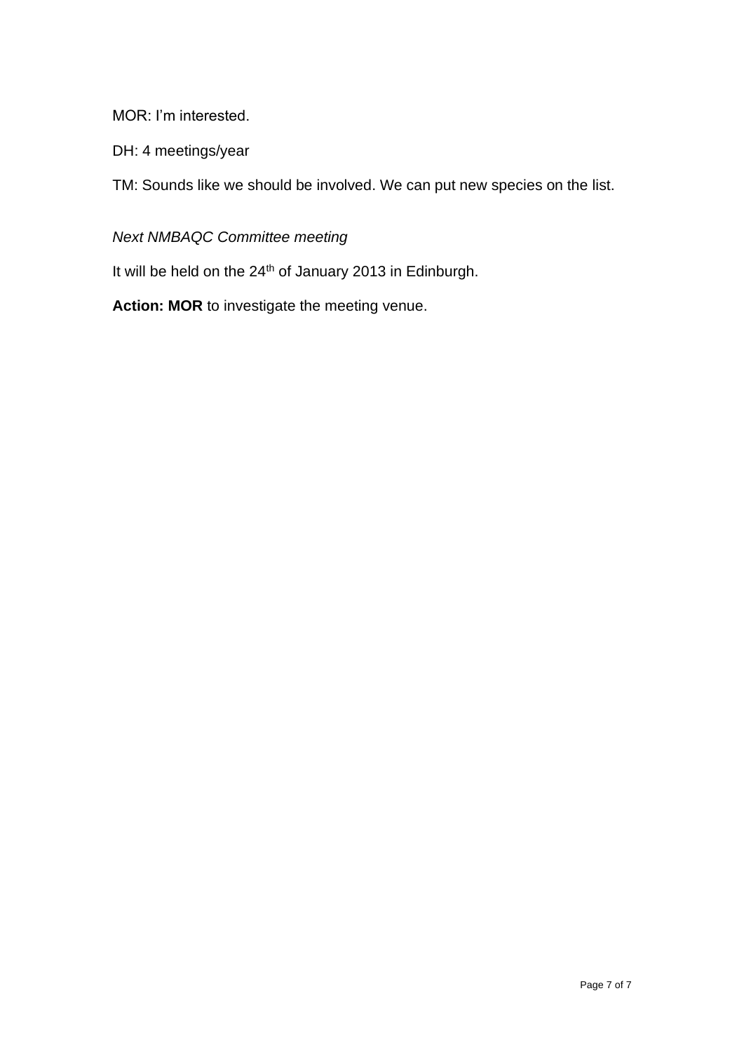MOR: I'm interested.

DH: 4 meetings/year

TM: Sounds like we should be involved. We can put new species on the list.

*Next NMBAQC Committee meeting*

It will be held on the 24th of January 2013 in Edinburgh.

**Action: MOR** to investigate the meeting venue.